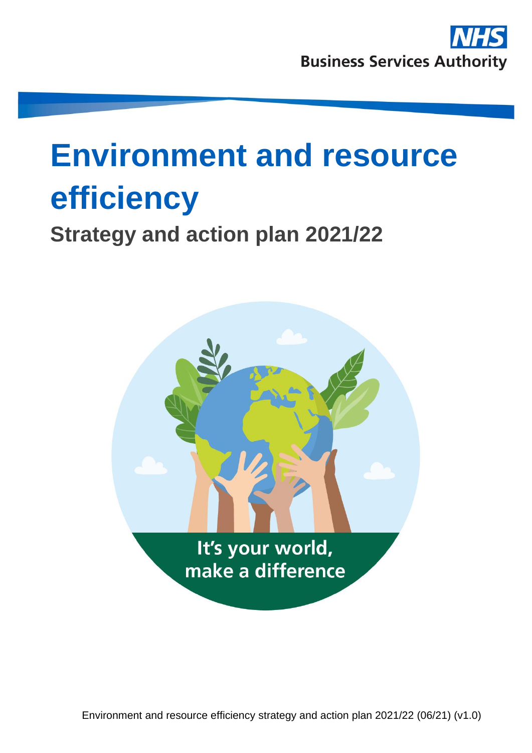NHS Business Services Authority

# Environment and resource efficiency

## Strategy and action plan 2021/22

It's your world, make a difference

Environment and resource efficiency strategy and action plan 2021/22 (06/21) (v1.0)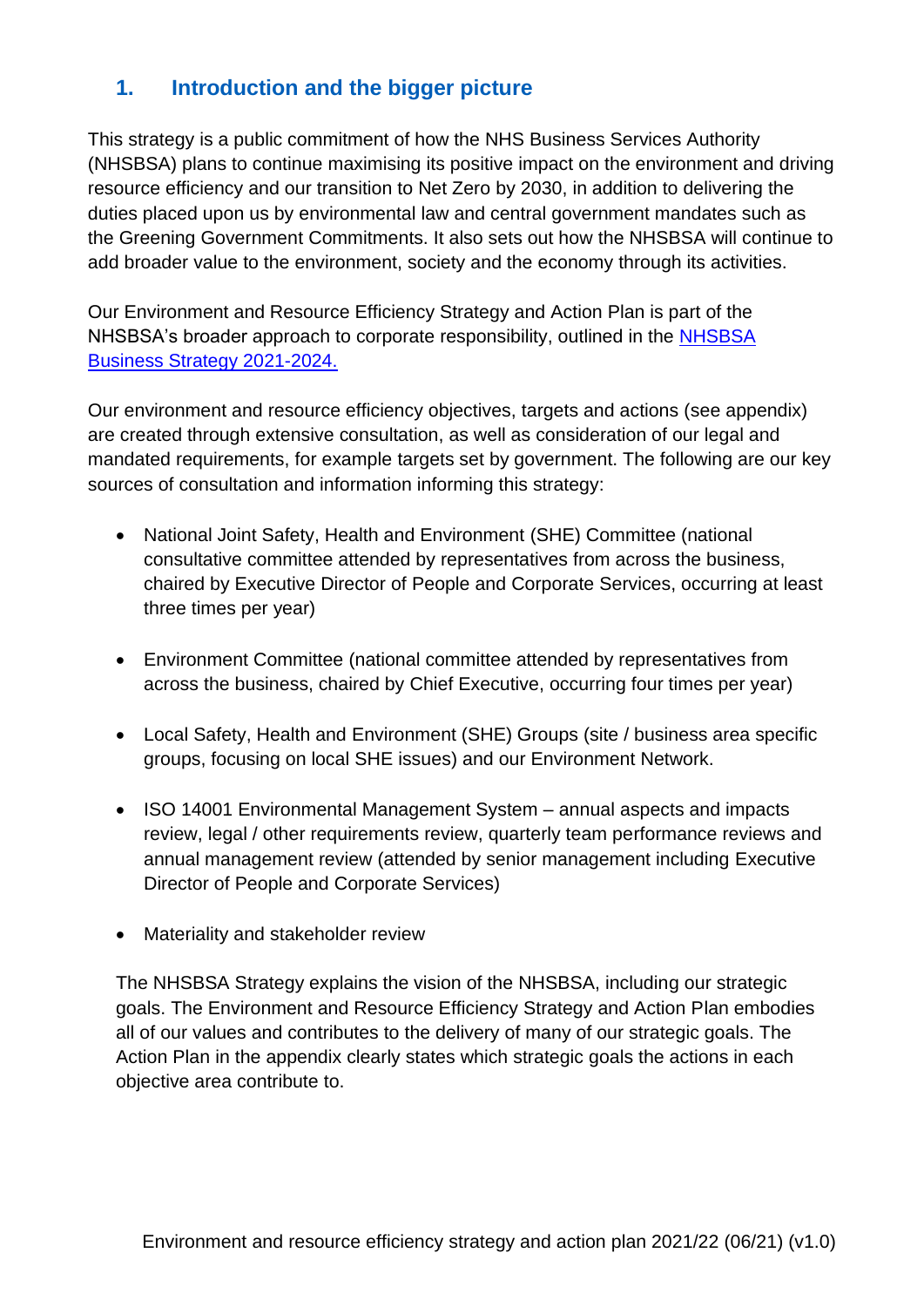## 1. Introduction and the bigger picture

This strategy is a public commitment of how the NHS Business Services Authority (NHSBSA) plans to continue maximising its positive impact on the environment and driving resource efficiency and our transition to Net Zero by 2030, in addition to delivering the duties placed upon us by environmental law and central government mandates such as the Greening Government Commitments. It also sets out how the NHSBSA will continue to add broader value to the environment, society and the economy through its activities.

Our Environment and Resource Efficiency Strategy and Action Plan is part of the NHSBSA's broader approach to corporate responsibility, outlined in the [NHSBSA Business Strategy 2021-2024.]

Our environment and resource efficiency objectives, targets and actions (see appendix) are created through extensive consultation, as well as consideration of our legal and mandated requirements, for example targets set by government. The following are our key sources of consultation and information informing this strategy:

- National Joint Safety, Health and Environment (SHE) Committee (national consultative committee attended by representatives from across the business, chaired by Executive Director of People and Corporate Services, occurring at least three times per year)
- Environment Committee (national committee attended by representatives from across the business, chaired by Chief Executive, occurring four times per year)
- Local Safety, Health and Environment (SHE) Groups (site / business area specific groups, focusing on local SHE issues) and our Environment Network.
- ISO 14001 Environmental Management System – annual aspects and impacts review, legal / other requirements review, quarterly team performance reviews and annual management review (attended by senior management including Executive Director of People and Corporate Services)
- Materiality and stakeholder review

The NHSBSA Strategy explains the vision of the NHSBSA, including our strategic goals. The Environment and Resource Efficiency Strategy and Action Plan embodies all of our values and contributes to the delivery of many of our strategic goals. The Action Plan in the appendix clearly states which strategic goals the actions in each objective area contribute to.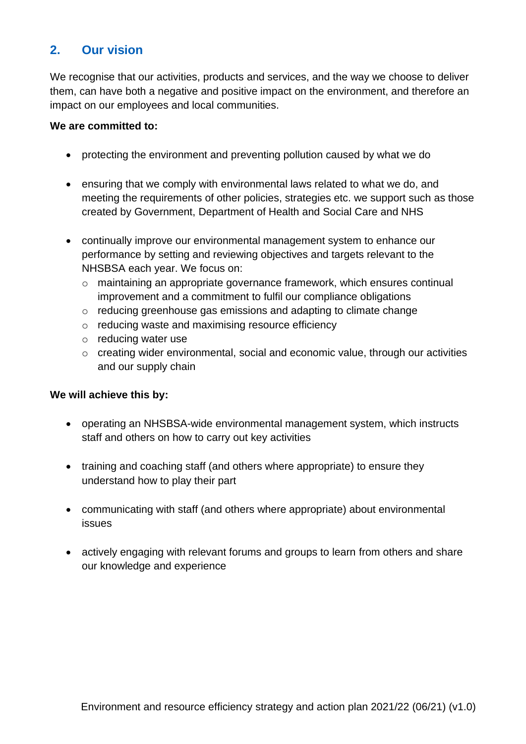## 2. Our vision

We recognise that our activities, products and services, and the way we choose to deliver them, can have both a negative and positive impact on the environment, and therefore an impact on our employees and local communities.

**We are committed to:**

- protecting the environment and preventing pollution caused by what we do
- ensuring that we comply with environmental laws related to what we do, and meeting the requirements of other policies, strategies etc. we support such as those created by Government, Department of Health and Social Care and NHS
- continually improve our environmental management system to enhance our performance by setting and reviewing objectives and targets relevant to the NHSBSA each year. We focus on:
  - maintaining an appropriate governance framework, which ensures continual improvement and a commitment to fulfil our compliance obligations
  - reducing greenhouse gas emissions and adapting to climate change
  - reducing waste and maximising resource efficiency
  - reducing water use
  - creating wider environmental, social and economic value, through our activities and our supply chain

**We will achieve this by:**

- operating an NHSBSA-wide environmental management system, which instructs staff and others on how to carry out key activities
- training and coaching staff (and others where appropriate) to ensure they understand how to play their part
- communicating with staff (and others where appropriate) about environmental issues
- actively engaging with relevant forums and groups to learn from others and share our knowledge and experience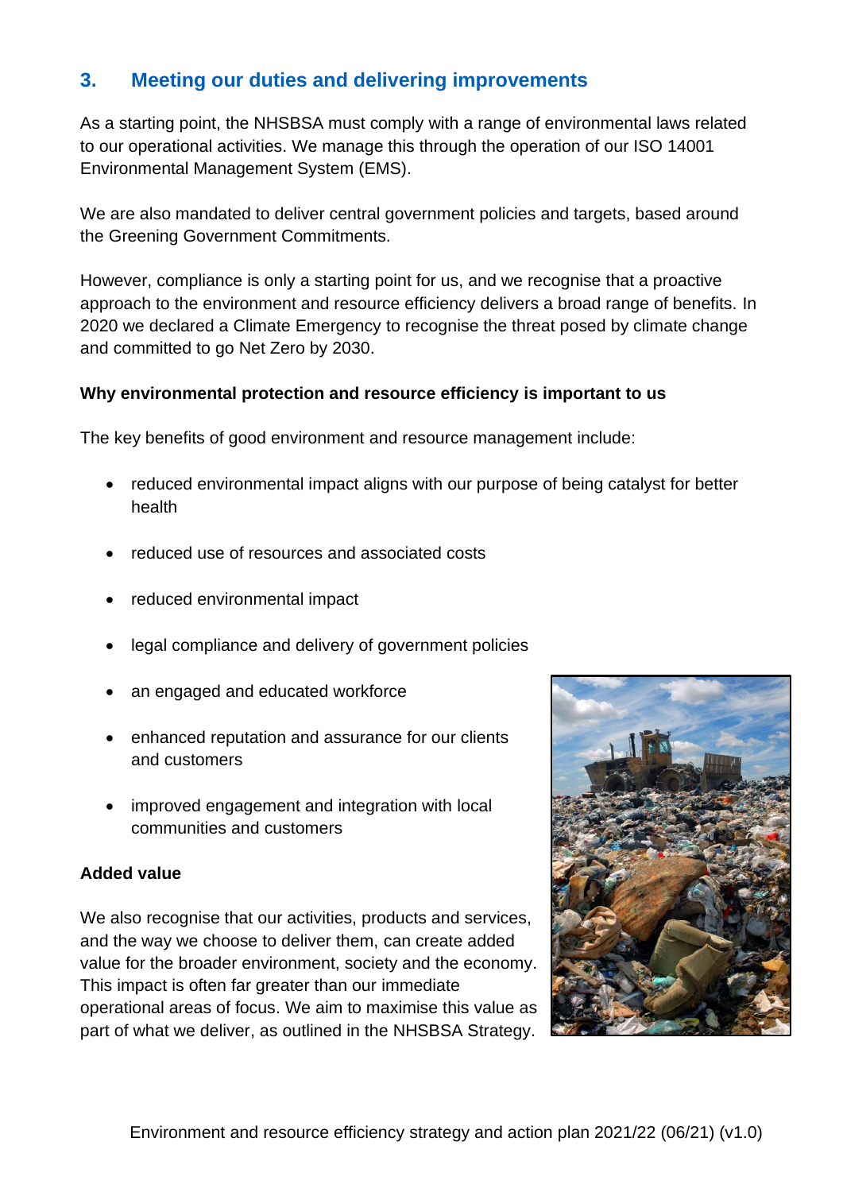## 3. Meeting our duties and delivering improvements

As a starting point, the NHSBSA must comply with a range of environmental laws related to our operational activities. We manage this through the operation of our ISO 14001 Environmental Management System (EMS).

We are also mandated to deliver central government policies and targets, based around the Greening Government Commitments.

However, compliance is only a starting point for us, and we recognise that a proactive approach to the environment and resource efficiency delivers a broad range of benefits. In 2020 we declared a Climate Emergency to recognise the threat posed by climate change and committed to go Net Zero by 2030.

**Why environmental protection and resource efficiency is important to us**

The key benefits of good environment and resource management include:

- reduced environmental impact aligns with our purpose of being catalyst for better health
- reduced use of resources and associated costs
- reduced environmental impact
- legal compliance and delivery of government policies
- an engaged and educated workforce
- enhanced reputation and assurance for our clients and customers
- improved engagement and integration with local communities and customers

**Added value**

We also recognise that our activities, products and services, and the way we choose to deliver them, can create added value for the broader environment, society and the economy. This impact is often far greater than our immediate operational areas of focus. We aim to maximise this value as part of what we deliver, as outlined in the NHSBSA Strategy.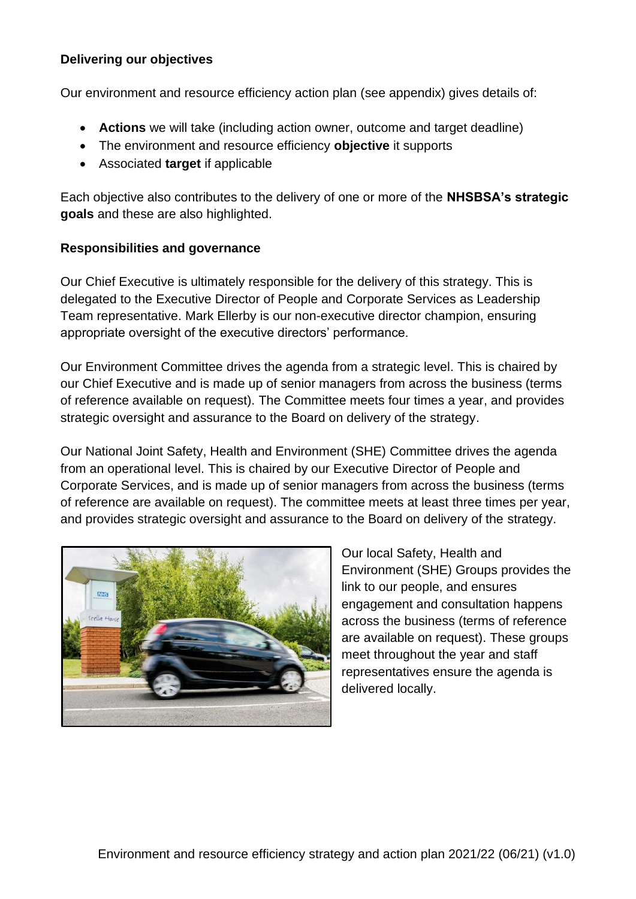**Delivering our objectives**

Our environment and resource efficiency action plan (see appendix) gives details of:

- **Actions** we will take (including action owner, outcome and target deadline)
- The environment and resource efficiency **objective** it supports
- Associated **target** if applicable

Each objective also contributes to the delivery of one or more of the **NHSBSA's strategic goals** and these are also highlighted.

**Responsibilities and governance**

Our Chief Executive is ultimately responsible for the delivery of this strategy. This is delegated to the Executive Director of People and Corporate Services as Leadership Team representative. Mark Ellerby is our non-executive director champion, ensuring appropriate oversight of the executive directors' performance.

Our Environment Committee drives the agenda from a strategic level. This is chaired by our Chief Executive and is made up of senior managers from across the business (terms of reference available on request). The Committee meets four times a year, and provides strategic oversight and assurance to the Board on delivery of the strategy.

Our National Joint Safety, Health and Environment (SHE) Committee drives the agenda from an operational level. This is chaired by our Executive Director of People and Corporate Services, and is made up of senior managers from across the business (terms of reference are available on request). The committee meets at least three times per year, and provides strategic oversight and assurance to the Board on delivery of the strategy.

Our local Safety, Health and Environment (SHE) Groups provides the link to our people, and ensures engagement and consultation happens across the business (terms of reference are available on request). These groups meet throughout the year and staff representatives ensure the agenda is delivered locally.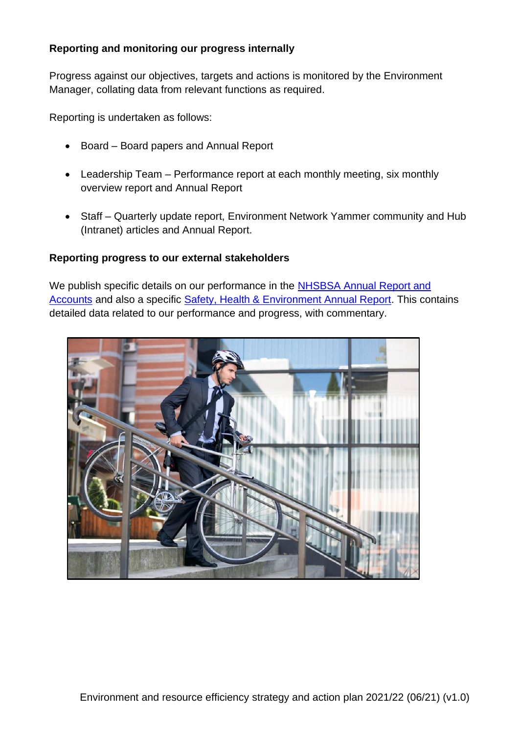**Reporting and monitoring our progress internally**

Progress against our objectives, targets and actions is monitored by the Environment Manager, collating data from relevant functions as required.

Reporting is undertaken as follows:

- Board – Board papers and Annual Report
- Leadership Team – Performance report at each monthly meeting, six monthly overview report and Annual Report
- Staff – Quarterly update report, Environment Network Yammer community and Hub (Intranet) articles and Annual Report.

**Reporting progress to our external stakeholders**

We publish specific details on our performance in the NHSBSA Annual Report and Accounts and also a specific Safety, Health & Environment Annual Report. This contains detailed data related to our performance and progress, with commentary.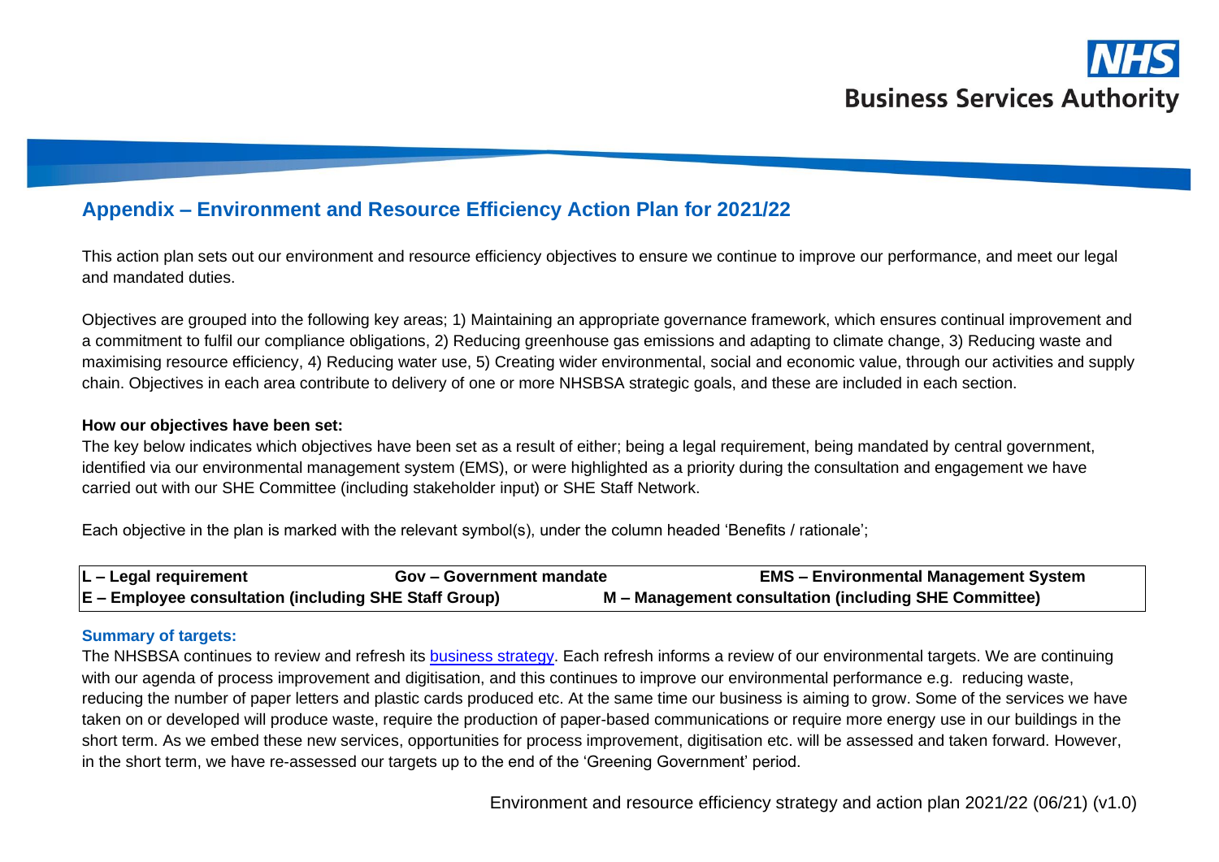## Appendix – Environment and Resource Efficiency Action Plan for 2021/22

This action plan sets out our environment and resource efficiency objectives to ensure we continue to improve our performance, and meet our legal and mandated duties.

Objectives are grouped into the following key areas; 1) Maintaining an appropriate governance framework, which ensures continual improvement and a commitment to fulfil our compliance obligations, 2) Reducing greenhouse gas emissions and adapting to climate change, 3) Reducing waste and maximising resource efficiency, 4) Reducing water use, 5) Creating wider environmental, social and economic value, through our activities and supply chain. Objectives in each area contribute to delivery of one or more NHSBSA strategic goals, and these are included in each section.

**How our objectives have been set:**

The key below indicates which objectives have been set as a result of either; being a legal requirement, being mandated by central government, identified via our environmental management system (EMS), or were highlighted as a priority during the consultation and engagement we have carried out with our SHE Committee (including stakeholder input) or SHE Staff Network.

Each objective in the plan is marked with the relevant symbol(s), under the column headed 'Benefits / rationale';

| **L – Legal requirement** | **Gov – Government mandate** | **EMS – Environmental Management System** |
|---|---|---|
| **E – Employee consultation (including SHE Staff Group)** | **M – Management consultation (including SHE Committee)** | |

**Summary of targets:**

The NHSBSA continues to review and refresh its business strategy. Each refresh informs a review of our environmental targets. We are continuing with our agenda of process improvement and digitisation, and this continues to improve our environmental performance e.g. reducing waste, reducing the number of paper letters and plastic cards produced etc. At the same time our business is aiming to grow. Some of the services we have taken on or developed will produce waste, require the production of paper-based communications or require more energy use in our buildings in the short term. As we embed these new services, opportunities for process improvement, digitisation etc. will be assessed and taken forward. However, in the short term, we have re-assessed our targets up to the end of the 'Greening Government' period.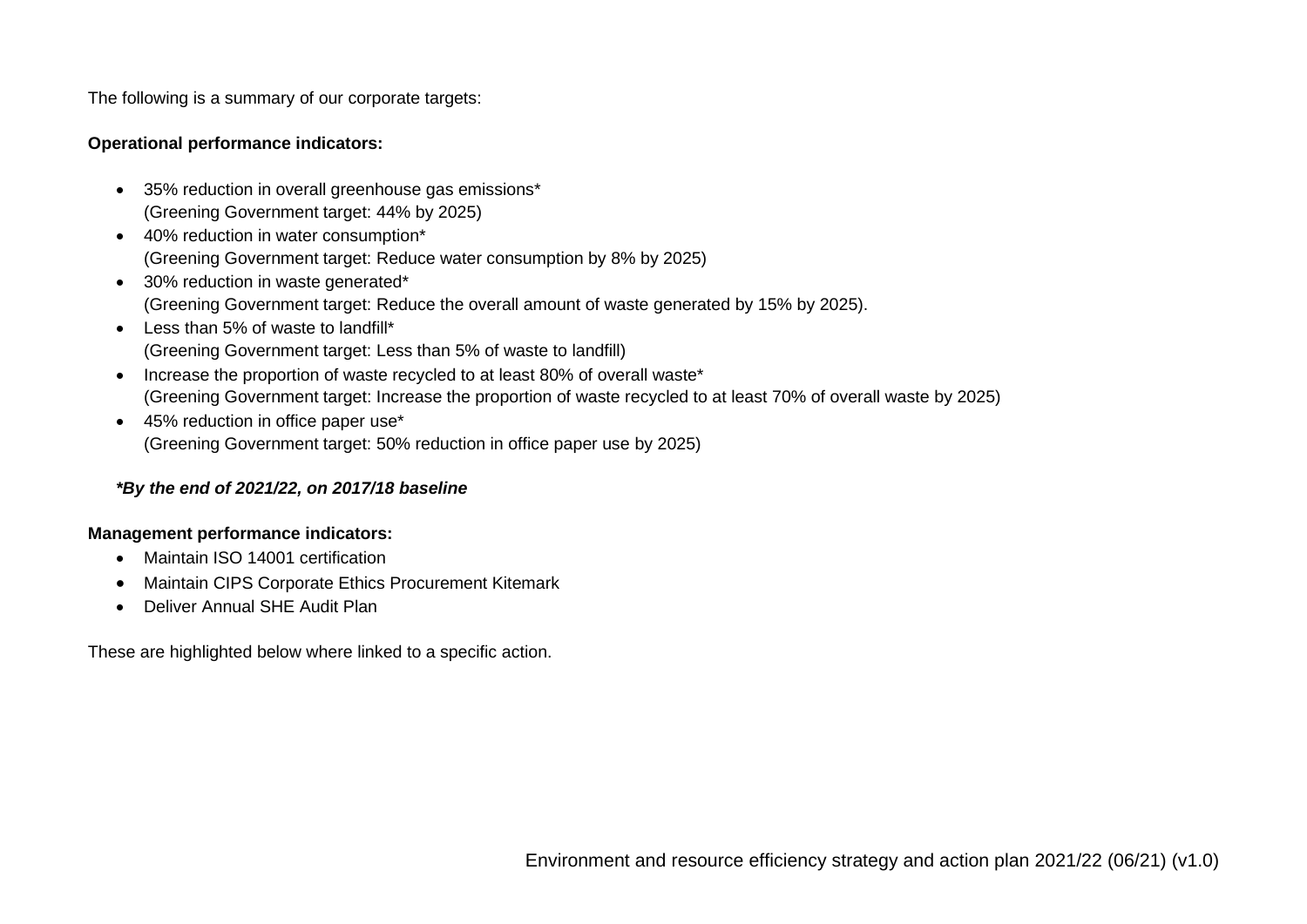The following is a summary of our corporate targets:

**Operational performance indicators:**

- 35% reduction in overall greenhouse gas emissions*
  (Greening Government target: 44% by 2025)
- 40% reduction in water consumption*
  (Greening Government target: Reduce water consumption by 8% by 2025)
- 30% reduction in waste generated*
  (Greening Government target: Reduce the overall amount of waste generated by 15% by 2025).
- Less than 5% of waste to landfill*
  (Greening Government target: Less than 5% of waste to landfill)
- Increase the proportion of waste recycled to at least 80% of overall waste*
  (Greening Government target: Increase the proportion of waste recycled to at least 70% of overall waste by 2025)
- 45% reduction in office paper use*
  (Greening Government target: 50% reduction in office paper use by 2025)

***By the end of 2021/22, on 2017/18 baseline***

**Management performance indicators:**

- Maintain ISO 14001 certification
- Maintain CIPS Corporate Ethics Procurement Kitemark
- Deliver Annual SHE Audit Plan

These are highlighted below where linked to a specific action.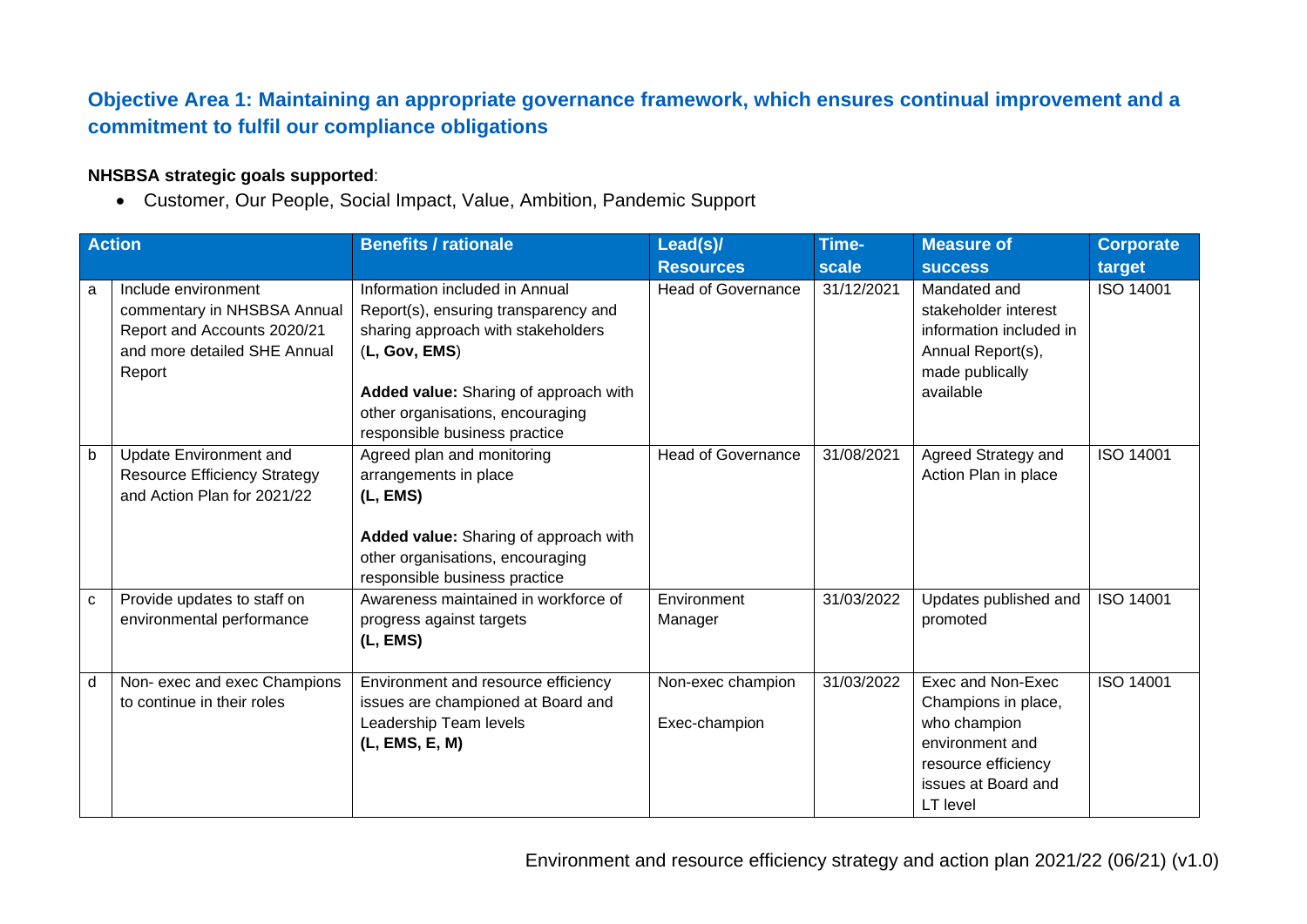## Objective Area 1: Maintaining an appropriate governance framework, which ensures continual improvement and a commitment to fulfil our compliance obligations

**NHSBSA strategic goals supported**:

- Customer, Our People, Social Impact, Value, Ambition, Pandemic Support

| | Action | Benefits / rationale | Lead(s)/ Resources | Time-scale | Measure of success | Corporate target |
|---|---|---|---|---|---|---|
| a | Include environment commentary in NHSBSA Annual Report and Accounts 2020/21 and more detailed SHE Annual Report | Information included in Annual Report(s), ensuring transparency and sharing approach with stakeholders (**L, Gov, EMS**)<br><br>**Added value:** Sharing of approach with other organisations, encouraging responsible business practice | Head of Governance | 31/12/2021 | Mandated and stakeholder interest information included in Annual Report(s), made publically available | ISO 14001 |
| b | Update Environment and Resource Efficiency Strategy and Action Plan for 2021/22 | Agreed plan and monitoring arrangements in place **(L, EMS)**<br><br>**Added value:** Sharing of approach with other organisations, encouraging responsible business practice | Head of Governance | 31/08/2021 | Agreed Strategy and Action Plan in place | ISO 14001 |
| c | Provide updates to staff on environmental performance | Awareness maintained in workforce of progress against targets **(L, EMS)** | Environment Manager | 31/03/2022 | Updates published and promoted | ISO 14001 |
| d | Non- exec and exec Champions to continue in their roles | Environment and resource efficiency issues are championed at Board and Leadership Team levels **(L, EMS, E, M)** | Non-exec champion<br><br>Exec-champion | 31/03/2022 | Exec and Non-Exec Champions in place, who champion environment and resource efficiency issues at Board and LT level | ISO 14001 |

Environment and resource efficiency strategy and action plan 2021/22 (06/21) (v1.0)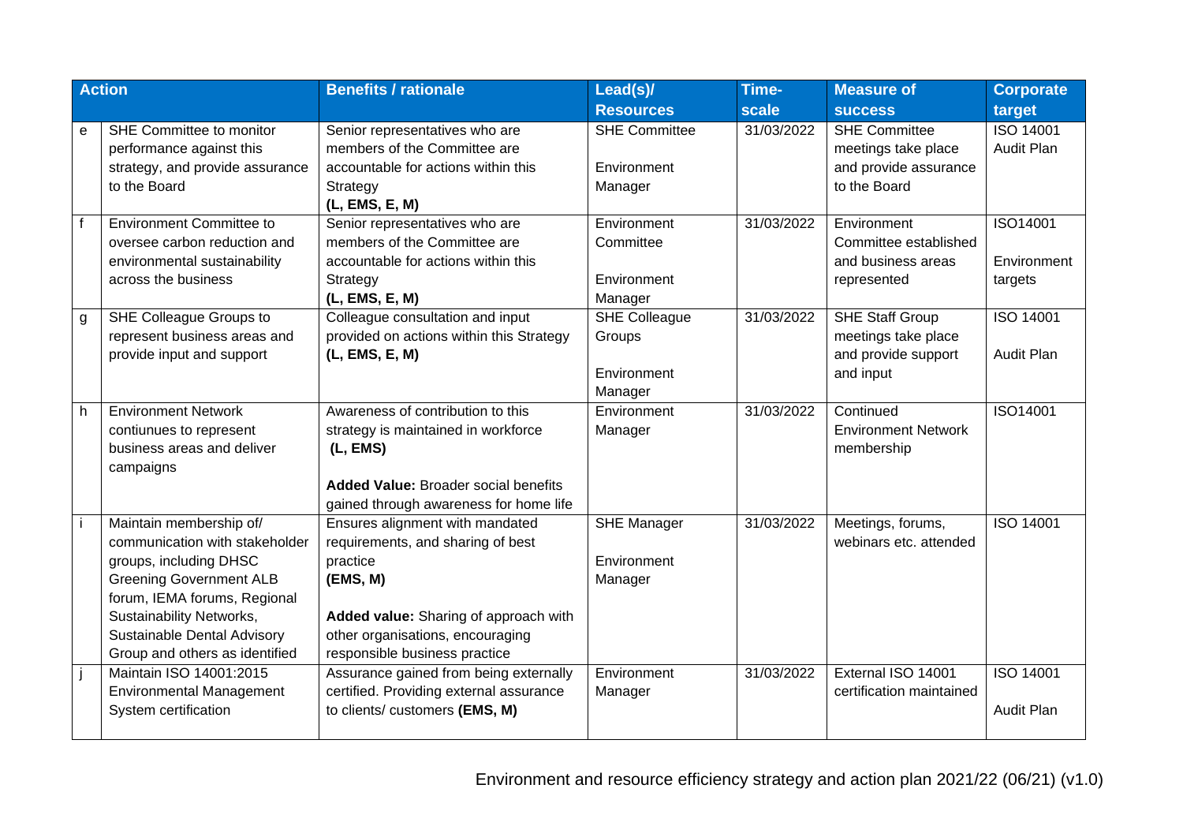| | Action | Benefits / rationale | Lead(s)/ Resources | Time-scale | Measure of success | Corporate target |
|---|---|---|---|---|---|---|
| e | SHE Committee to monitor performance against this strategy, and provide assurance to the Board | Senior representatives who are members of the Committee are accountable for actions within this Strategy **(L, EMS, E, M)** | SHE Committee<br><br>Environment Manager | 31/03/2022 | SHE Committee meetings take place and provide assurance to the Board | ISO 14001 Audit Plan |
| f | Environment Committee to oversee carbon reduction and environmental sustainability across the business | Senior representatives who are members of the Committee are accountable for actions within this Strategy **(L, EMS, E, M)** | Environment Committee<br><br>Environment Manager | 31/03/2022 | Environment Committee established and business areas represented | ISO14001<br><br>Environment targets |
| g | SHE Colleague Groups to represent business areas and provide input and support | Colleague consultation and input provided on actions within this Strategy **(L, EMS, E, M)** | SHE Colleague Groups<br><br>Environment Manager | 31/03/2022 | SHE Staff Group meetings take place and provide support and input | ISO 14001<br><br>Audit Plan |
| h | Environment Network contiunues to represent business areas and deliver campaigns | Awareness of contribution to this strategy is maintained in workforce **(L, EMS)**<br><br>**Added Value:** Broader social benefits gained through awareness for home life | Environment Manager | 31/03/2022 | Continued Environment Network membership | ISO14001 |
| i | Maintain membership of/ communication with stakeholder groups, including DHSC Greening Government ALB forum, IEMA forums, Regional Sustainability Networks, Sustainable Dental Advisory Group and others as identified | Ensures alignment with mandated requirements, and sharing of best practice **(EMS, M)**<br><br>**Added value:** Sharing of approach with other organisations, encouraging responsible business practice | SHE Manager<br><br>Environment Manager | 31/03/2022 | Meetings, forums, webinars etc. attended | ISO 14001 |
| j | Maintain ISO 14001:2015 Environmental Management System certification | Assurance gained from being externally certified. Providing external assurance to clients/ customers **(EMS, M)** | Environment Manager | 31/03/2022 | External ISO 14001 certification maintained | ISO 14001<br><br>Audit Plan |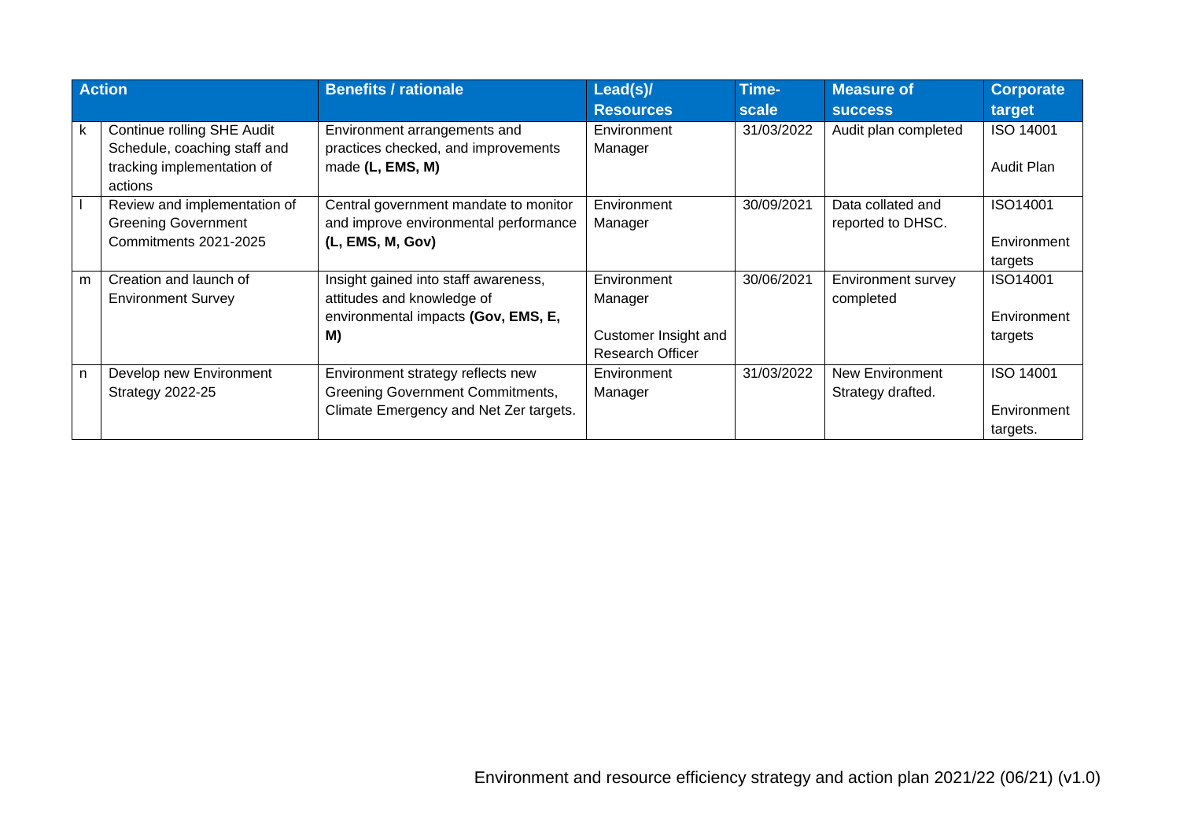| Action | | Benefits / rationale | Lead(s)/ Resources | Time-scale | Measure of success | Corporate target |
|---|---|---|---|---|---|---|
| k | Continue rolling SHE Audit Schedule, coaching staff and tracking implementation of actions | Environment arrangements and practices checked, and improvements made **(L, EMS, M)** | Environment Manager | 31/03/2022 | Audit plan completed | ISO 14001<br><br>Audit Plan |
| l | Review and implementation of Greening Government Commitments 2021-2025 | Central government mandate to monitor and improve environmental performance **(L, EMS, M, Gov)** | Environment Manager | 30/09/2021 | Data collated and reported to DHSC. | ISO14001<br><br>Environment targets |
| m | Creation and launch of Environment Survey | Insight gained into staff awareness, attitudes and knowledge of environmental impacts **(Gov, EMS, E, M)** | Environment Manager<br><br>Customer Insight and Research Officer | 30/06/2021 | Environment survey completed | ISO14001<br><br>Environment targets |
| n | Develop new Environment Strategy 2022-25 | Environment strategy reflects new Greening Government Commitments, Climate Emergency and Net Zer targets. | Environment Manager | 31/03/2022 | New Environment Strategy drafted. | ISO 14001<br><br>Environment targets. |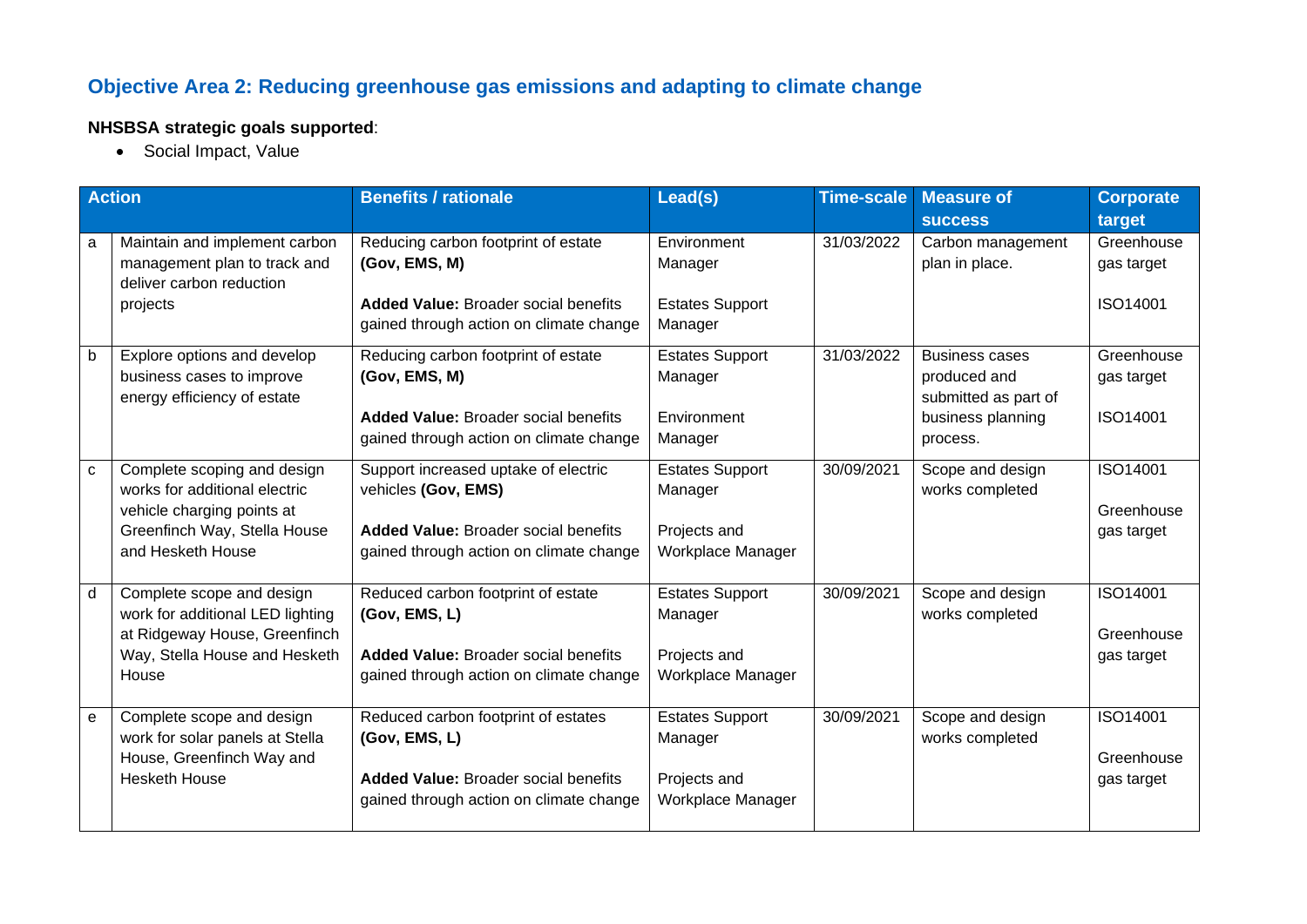## Objective Area 2: Reducing greenhouse gas emissions and adapting to climate change

**NHSBSA strategic goals supported**:

- Social Impact, Value

| Action | | Benefits / rationale | Lead(s) | Time-scale | Measure of success | Corporate target |
|---|---|---|---|---|---|---|
| a | Maintain and implement carbon management plan to track and deliver carbon reduction projects | Reducing carbon footprint of estate **(Gov, EMS, M)**<br><br>**Added Value:** Broader social benefits gained through action on climate change | Environment Manager<br><br>Estates Support Manager | 31/03/2022 | Carbon management plan in place. | Greenhouse gas target<br><br>ISO14001 |
| b | Explore options and develop business cases to improve energy efficiency of estate | Reducing carbon footprint of estate **(Gov, EMS, M)**<br><br>**Added Value:** Broader social benefits gained through action on climate change | Estates Support Manager<br><br>Environment Manager | 31/03/2022 | Business cases produced and submitted as part of business planning process. | Greenhouse gas target<br><br>ISO14001 |
| c | Complete scoping and design works for additional electric vehicle charging points at Greenfinch Way, Stella House and Hesketh House | Support increased uptake of electric vehicles **(Gov, EMS)**<br><br>**Added Value:** Broader social benefits gained through action on climate change | Estates Support Manager<br><br>Projects and Workplace Manager | 30/09/2021 | Scope and design works completed | ISO14001<br><br>Greenhouse gas target |
| d | Complete scope and design work for additional LED lighting at Ridgeway House, Greenfinch Way, Stella House and Hesketh House | Reduced carbon footprint of estate **(Gov, EMS, L)**<br><br>**Added Value:** Broader social benefits gained through action on climate change | Estates Support Manager<br><br>Projects and Workplace Manager | 30/09/2021 | Scope and design works completed | ISO14001<br><br>Greenhouse gas target |
| e | Complete scope and design work for solar panels at Stella House, Greenfinch Way and Hesketh House | Reduced carbon footprint of estates **(Gov, EMS, L)**<br><br>**Added Value:** Broader social benefits gained through action on climate change | Estates Support Manager<br><br>Projects and Workplace Manager | 30/09/2021 | Scope and design works completed | ISO14001<br><br>Greenhouse gas target |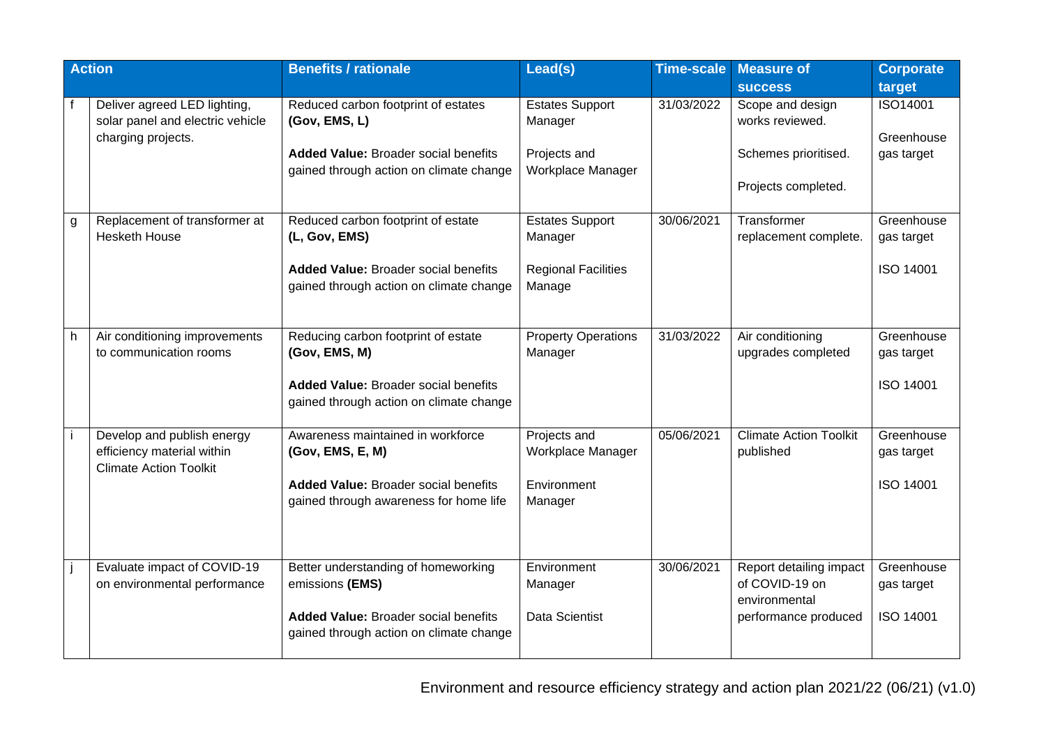| Action | | Benefits / rationale | Lead(s) | Time-scale | Measure of success | Corporate target |
|---|---|---|---|---|---|---|
| f | Deliver agreed LED lighting, solar panel and electric vehicle charging projects. | Reduced carbon footprint of estates **(Gov, EMS, L)**<br><br>**Added Value:** Broader social benefits gained through action on climate change | Estates Support Manager<br><br>Projects and Workplace Manager | 31/03/2022 | Scope and design works reviewed.<br><br>Schemes prioritised.<br><br>Projects completed. | ISO14001<br><br>Greenhouse gas target |
| g | Replacement of transformer at Hesketh House | Reduced carbon footprint of estate **(L, Gov, EMS)**<br><br>**Added Value:** Broader social benefits gained through action on climate change | Estates Support Manager<br><br>Regional Facilities Manage | 30/06/2021 | Transformer replacement complete. | Greenhouse gas target<br><br>ISO 14001 |
| h | Air conditioning improvements to communication rooms | Reducing carbon footprint of estate **(Gov, EMS, M)**<br><br>**Added Value:** Broader social benefits gained through action on climate change | Property Operations Manager | 31/03/2022 | Air conditioning upgrades completed | Greenhouse gas target<br><br>ISO 14001 |
| i | Develop and publish energy efficiency material within Climate Action Toolkit | Awareness maintained in workforce **(Gov, EMS, E, M)**<br><br>**Added Value:** Broader social benefits gained through awareness for home life | Projects and Workplace Manager<br><br>Environment Manager | 05/06/2021 | Climate Action Toolkit published | Greenhouse gas target<br><br>ISO 14001 |
| j | Evaluate impact of COVID-19 on environmental performance | Better understanding of homeworking emissions **(EMS)**<br><br>**Added Value:** Broader social benefits gained through action on climate change | Environment Manager<br><br>Data Scientist | 30/06/2021 | Report detailing impact of COVID-19 on environmental performance produced | Greenhouse gas target<br><br>ISO 14001 |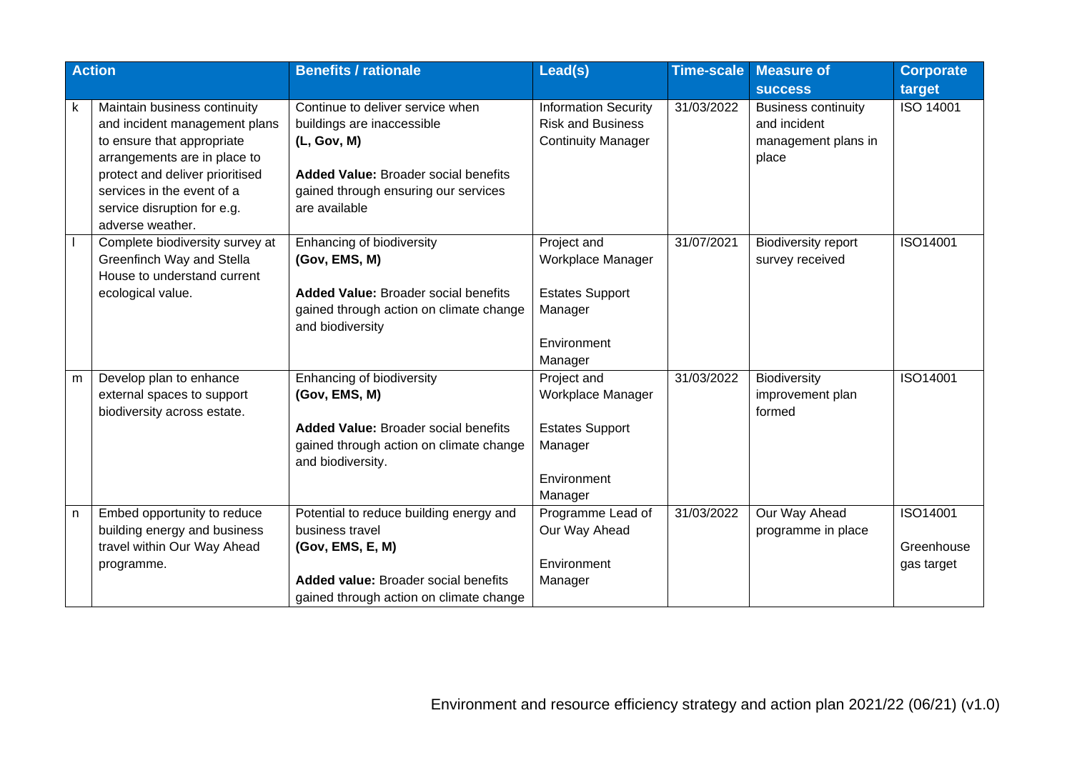| | Action | Benefits / rationale | Lead(s) | Time-scale | Measure of success | Corporate target |
|---|---|---|---|---|---|---|
| k | Maintain business continuity and incident management plans to ensure that appropriate arrangements are in place to protect and deliver prioritised services in the event of a service disruption for e.g. adverse weather. | Continue to deliver service when buildings are inaccessible **(L, Gov, M)** **Added Value:** Broader social benefits gained through ensuring our services are available | Information Security Risk and Business Continuity Manager | 31/03/2022 | Business continuity and incident management plans in place | ISO 14001 |
| l | Complete biodiversity survey at Greenfinch Way and Stella House to understand current ecological value. | Enhancing of biodiversity **(Gov, EMS, M)** **Added Value:** Broader social benefits gained through action on climate change and biodiversity | Project and Workplace Manager<br><br>Estates Support Manager<br><br>Environment Manager | 31/07/2021 | Biodiversity report survey received | ISO14001 |
| m | Develop plan to enhance external spaces to support biodiversity across estate. | Enhancing of biodiversity **(Gov, EMS, M)** **Added Value:** Broader social benefits gained through action on climate change and biodiversity. | Project and Workplace Manager<br><br>Estates Support Manager<br><br>Environment Manager | 31/03/2022 | Biodiversity improvement plan formed | ISO14001 |
| n | Embed opportunity to reduce building energy and business travel within Our Way Ahead programme. | Potential to reduce building energy and business travel **(Gov, EMS, E, M)** **Added value:** Broader social benefits gained through action on climate change | Programme Lead of Our Way Ahead<br><br>Environment Manager | 31/03/2022 | Our Way Ahead programme in place | ISO14001<br><br>Greenhouse gas target |

Environment and resource efficiency strategy and action plan 2021/22 (06/21) (v1.0)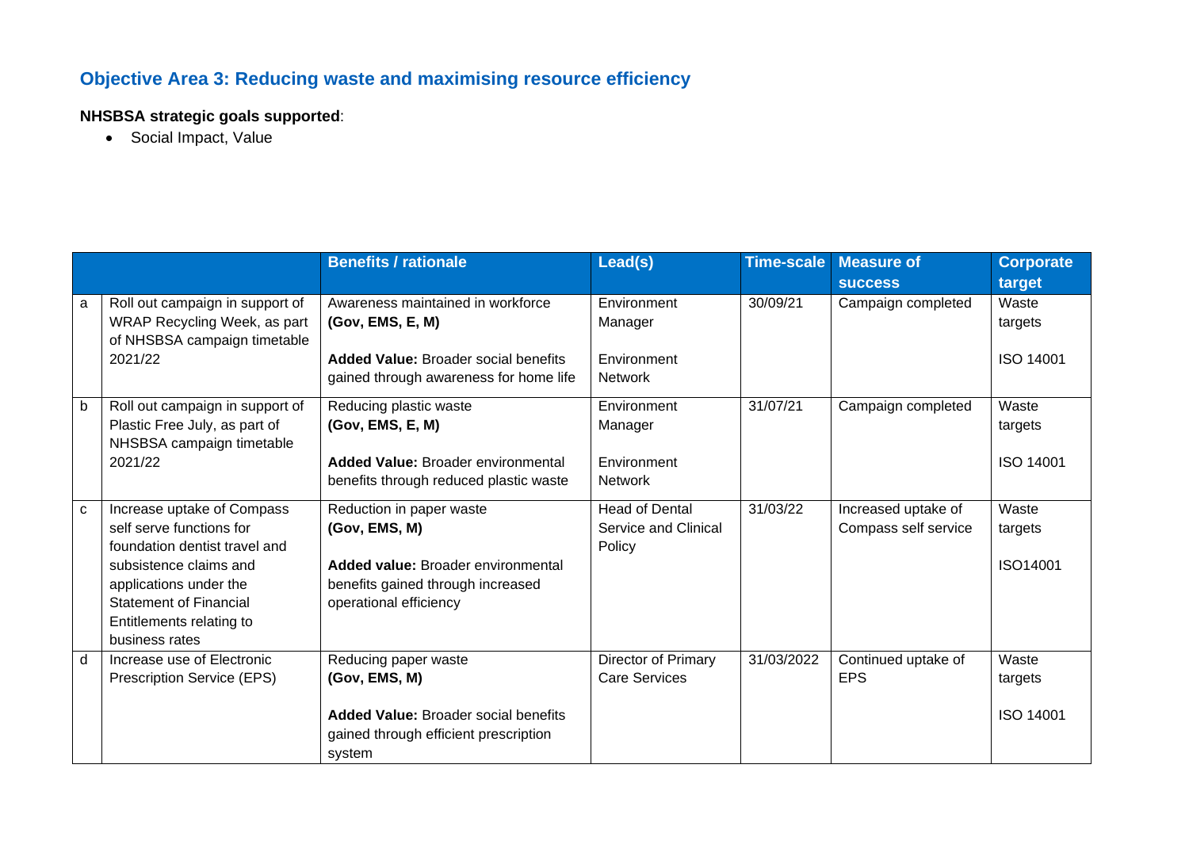## Objective Area 3: Reducing waste and maximising resource efficiency

**NHSBSA strategic goals supported**:

- Social Impact, Value

| | | Benefits / rationale | Lead(s) | Time-scale | Measure of success | Corporate target |
|---|---|---|---|---|---|---|
| a | Roll out campaign in support of WRAP Recycling Week, as part of NHSBSA campaign timetable 2021/22 | Awareness maintained in workforce **(Gov, EMS, E, M)**<br><br>**Added Value:** Broader social benefits gained through awareness for home life | Environment Manager<br><br>Environment Network | 30/09/21 | Campaign completed | Waste targets<br><br>ISO 14001 |
| b | Roll out campaign in support of Plastic Free July, as part of NHSBSA campaign timetable 2021/22 | Reducing plastic waste **(Gov, EMS, E, M)**<br><br>**Added Value:** Broader environmental benefits through reduced plastic waste | Environment Manager<br><br>Environment Network | 31/07/21 | Campaign completed | Waste targets<br><br>ISO 14001 |
| c | Increase uptake of Compass self serve functions for foundation dentist travel and subsistence claims and applications under the Statement of Financial Entitlements relating to business rates | Reduction in paper waste **(Gov, EMS, M)**<br><br>**Added value:** Broader environmental benefits gained through increased operational efficiency | Head of Dental Service and Clinical Policy | 31/03/22 | Increased uptake of Compass self service | Waste targets<br><br>ISO14001 |
| d | Increase use of Electronic Prescription Service (EPS) | Reducing paper waste **(Gov, EMS, M)**<br><br>**Added Value:** Broader social benefits gained through efficient prescription system | Director of Primary Care Services | 31/03/2022 | Continued uptake of EPS | Waste targets<br><br>ISO 14001 |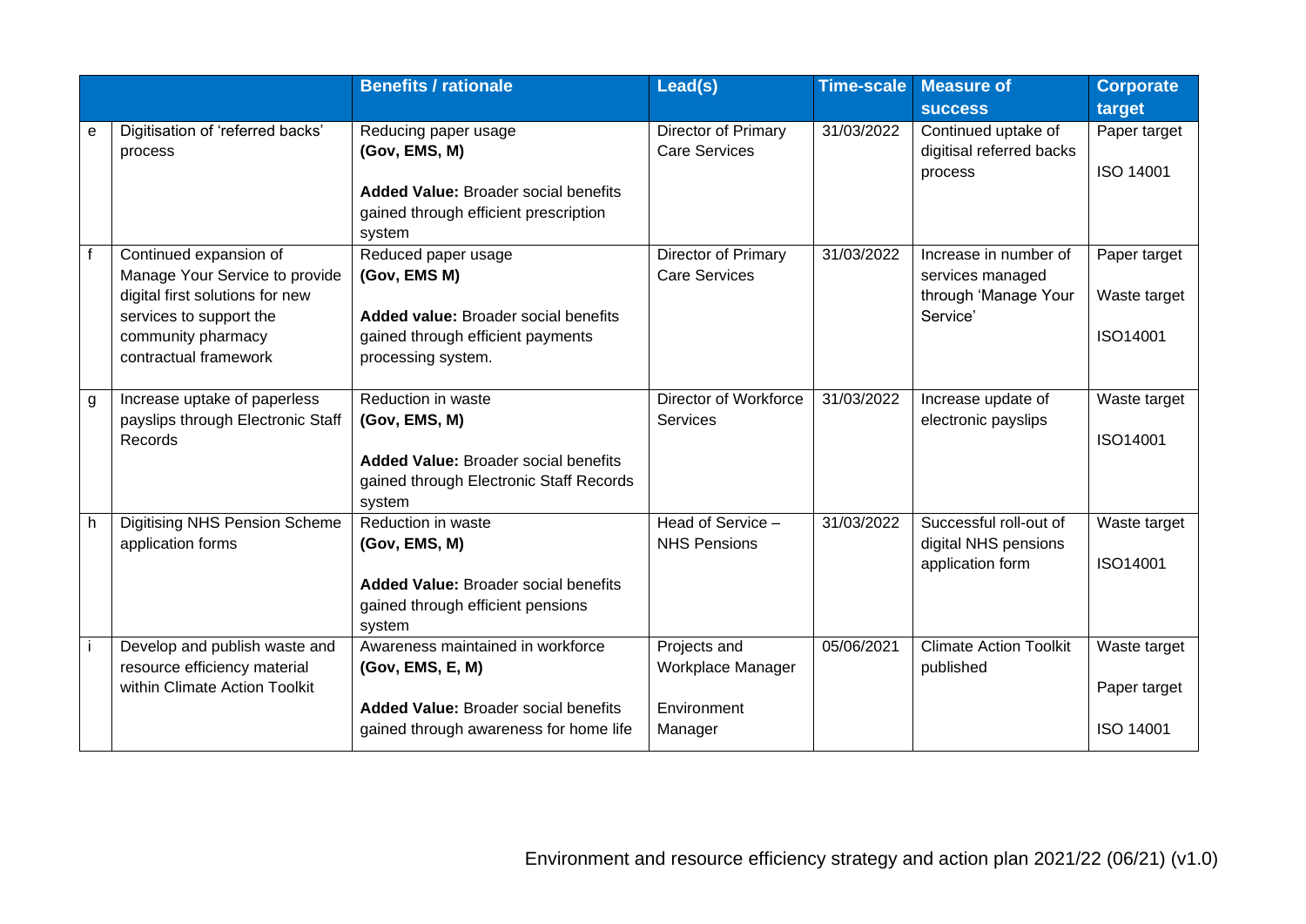| | | Benefits / rationale | Lead(s) | Time-scale | Measure of success | Corporate target |
|---|---|---|---|---|---|---|
| e | Digitisation of 'referred backs' process | Reducing paper usage<br>**(Gov, EMS, M)**<br><br>**Added Value:** Broader social benefits gained through efficient prescription system | Director of Primary Care Services | 31/03/2022 | Continued uptake of digitisal referred backs process | Paper target<br><br>ISO 14001 |
| f | Continued expansion of Manage Your Service to provide digital first solutions for new services to support the community pharmacy contractual framework | Reduced paper usage<br>**(Gov, EMS M)**<br><br>**Added value:** Broader social benefits gained through efficient payments processing system. | Director of Primary Care Services | 31/03/2022 | Increase in number of services managed through 'Manage Your Service' | Paper target<br><br>Waste target<br><br>ISO14001 |
| g | Increase uptake of paperless payslips through Electronic Staff Records | Reduction in waste<br>**(Gov, EMS, M)**<br><br>**Added Value:** Broader social benefits gained through Electronic Staff Records system | Director of Workforce Services | 31/03/2022 | Increase update of electronic payslips | Waste target<br><br>ISO14001 |
| h | Digitising NHS Pension Scheme application forms | Reduction in waste<br>**(Gov, EMS, M)**<br><br>**Added Value:** Broader social benefits gained through efficient pensions system | Head of Service – NHS Pensions | 31/03/2022 | Successful roll-out of digital NHS pensions application form | Waste target<br><br>ISO14001 |
| i | Develop and publish waste and resource efficiency material within Climate Action Toolkit | Awareness maintained in workforce<br>**(Gov, EMS, E, M)**<br><br>**Added Value:** Broader social benefits gained through awareness for home life | Projects and Workplace Manager<br><br>Environment Manager | 05/06/2021 | Climate Action Toolkit published | Waste target<br><br>Paper target<br><br>ISO 14001 |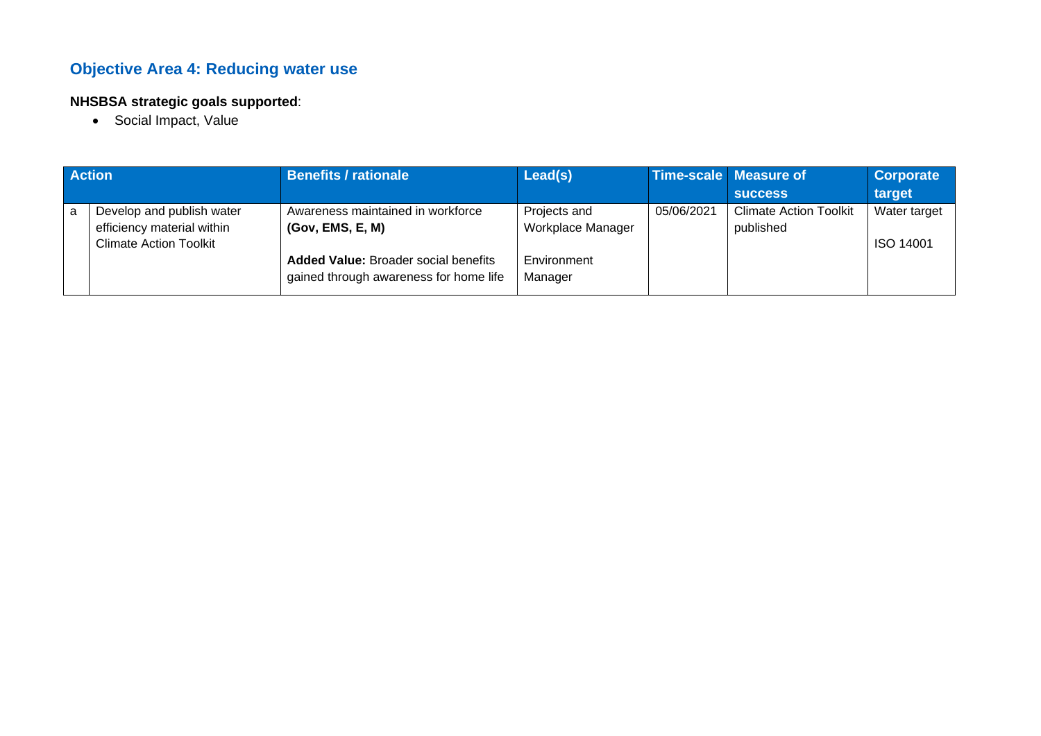## Objective Area 4: Reducing water use

**NHSBSA strategic goals supported**:

- Social Impact, Value

| Action | | Benefits / rationale | Lead(s) | Time-scale | Measure of success | Corporate target |
|---|---|---|---|---|---|---|
| a | Develop and publish water efficiency material within Climate Action Toolkit | Awareness maintained in workforce **(Gov, EMS, E, M)**<br><br>**Added Value:** Broader social benefits gained through awareness for home life | Projects and Workplace Manager<br><br>Environment Manager | 05/06/2021 | Climate Action Toolkit published | Water target<br><br>ISO 14001 |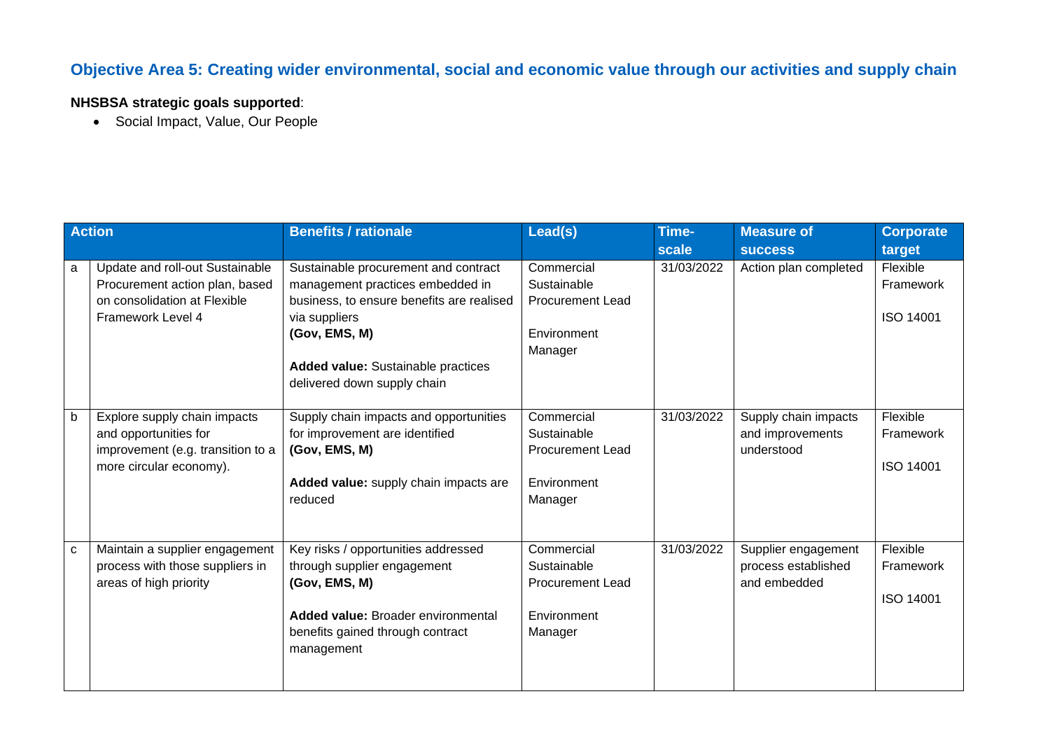## Objective Area 5: Creating wider environmental, social and economic value through our activities and supply chain

**NHSBSA strategic goals supported**:

- Social Impact, Value, Our People

| | Action | Benefits / rationale | Lead(s) | Time-scale | Measure of success | Corporate target |
|---|---|---|---|---|---|---|
| a | Update and roll-out Sustainable Procurement action plan, based on consolidation at Flexible Framework Level 4 | Sustainable procurement and contract management practices embedded in business, to ensure benefits are realised via suppliers **(Gov, EMS, M)**<br><br>**Added value:** Sustainable practices delivered down supply chain | Commercial Sustainable Procurement Lead<br><br>Environment Manager | 31/03/2022 | Action plan completed | Flexible Framework<br><br>ISO 14001 |
| b | Explore supply chain impacts and opportunities for improvement (e.g. transition to a more circular economy). | Supply chain impacts and opportunities for improvement are identified **(Gov, EMS, M)**<br><br>**Added value:** supply chain impacts are reduced | Commercial Sustainable Procurement Lead<br><br>Environment Manager | 31/03/2022 | Supply chain impacts and improvements understood | Flexible Framework<br><br>ISO 14001 |
| c | Maintain a supplier engagement process with those suppliers in areas of high priority | Key risks / opportunities addressed through supplier engagement **(Gov, EMS, M)**<br><br>**Added value:** Broader environmental benefits gained through contract management | Commercial Sustainable Procurement Lead<br><br>Environment Manager | 31/03/2022 | Supplier engagement process established and embedded | Flexible Framework<br><br>ISO 14001 |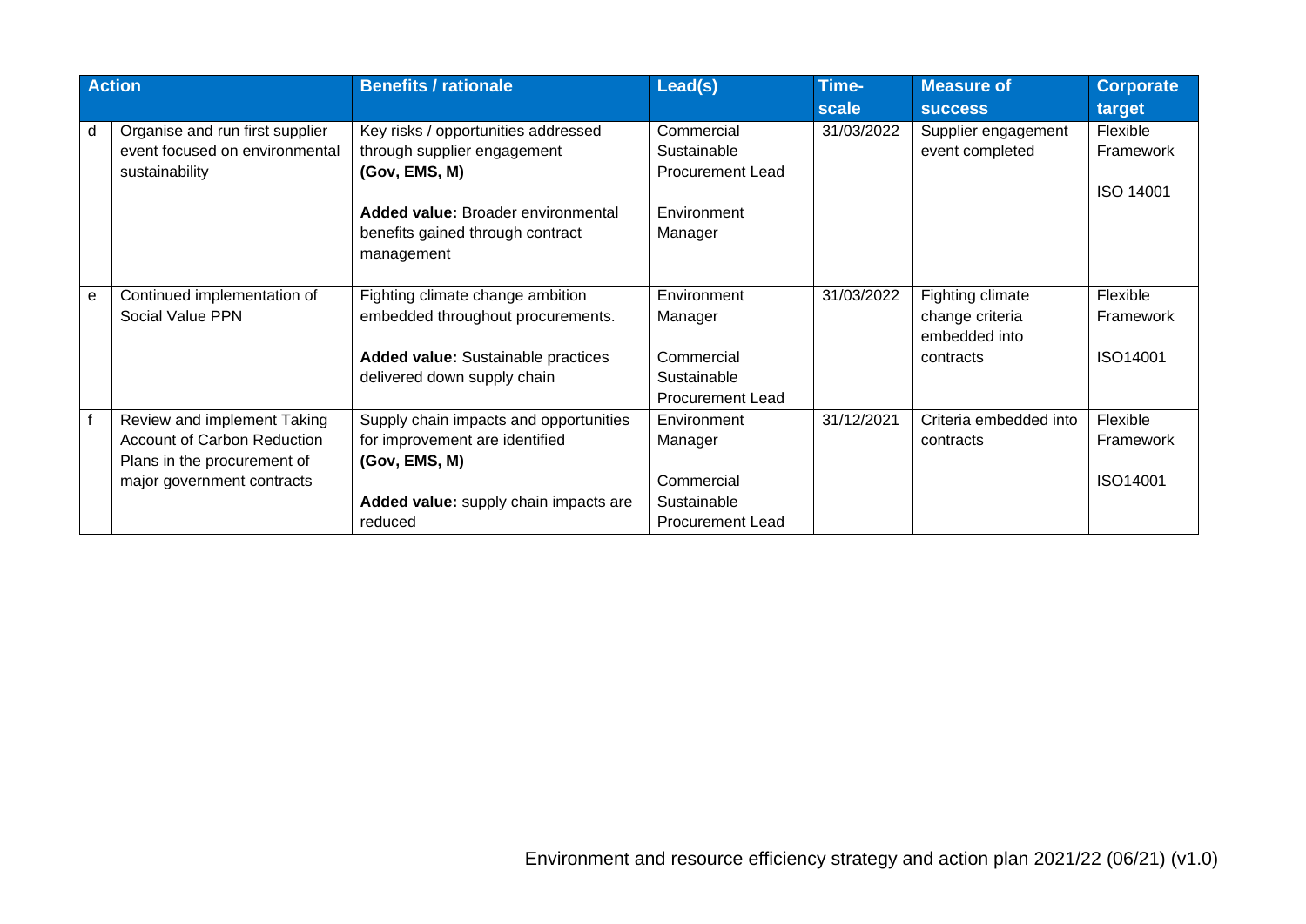| Action | | Benefits / rationale | Lead(s) | Time-scale | Measure of success | Corporate target |
|---|---|---|---|---|---|---|
| d | Organise and run first supplier event focused on environmental sustainability | Key risks / opportunities addressed through supplier engagement **(Gov, EMS, M)** **Added value:** Broader environmental benefits gained through contract management | Commercial Sustainable Procurement Lead Environment Manager | 31/03/2022 | Supplier engagement event completed | Flexible Framework ISO 14001 |
| e | Continued implementation of Social Value PPN | Fighting climate change ambition embedded throughout procurements. **Added value:** Sustainable practices delivered down supply chain | Environment Manager Commercial Sustainable Procurement Lead | 31/03/2022 | Fighting climate change criteria embedded into contracts | Flexible Framework ISO14001 |
| f | Review and implement Taking Account of Carbon Reduction Plans in the procurement of major government contracts | Supply chain impacts and opportunities for improvement are identified **(Gov, EMS, M)** **Added value:** supply chain impacts are reduced | Environment Manager Commercial Sustainable Procurement Lead | 31/12/2021 | Criteria embedded into contracts | Flexible Framework ISO14001 |